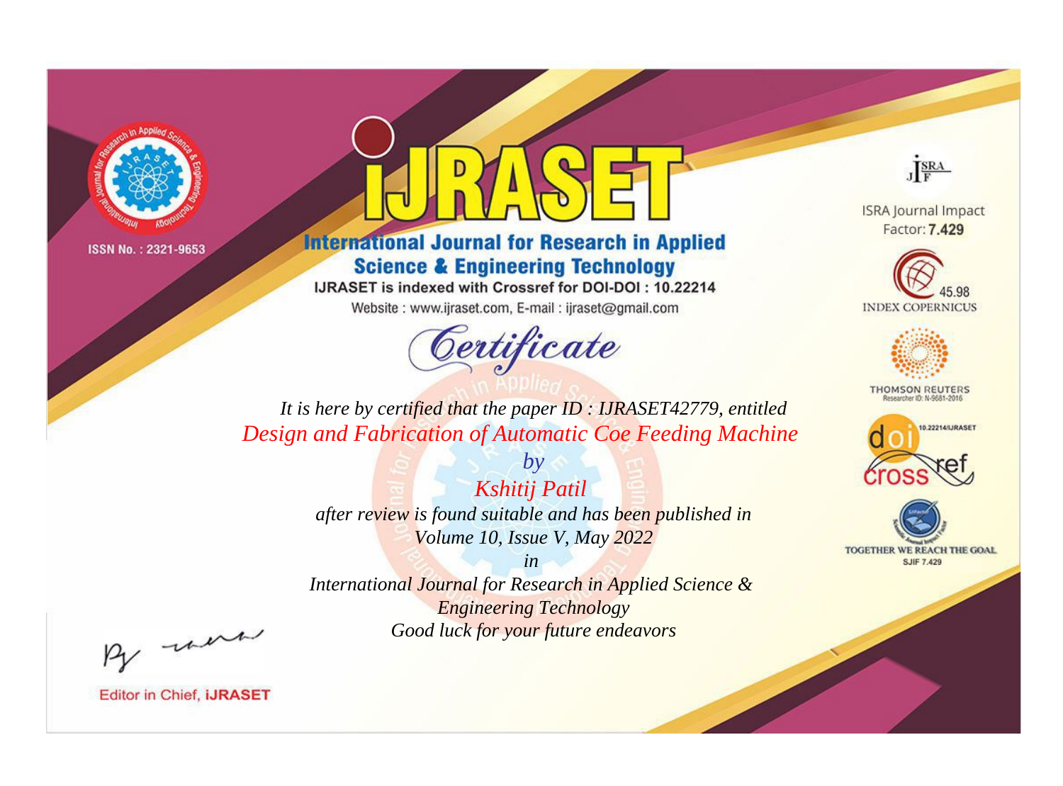ISSN No. : 2321-9653

# IJRASET

## International Journal for Research in Applied Science & Engineering Technology

IJRASET is indexed with Crossref for DOI-DOI : 10.22214

Website : www.ijraset.com, E-mail : ijraset@gmail.com

ISRA Journal Impact Factor: **7.429**

45.98 INDEX COPERNICUS

THOMSON REUTERS Researcher ID: N-9681-2016

10.22214/IJRASET

TOGETHER WE REACH THE GOAL SJIF 7.429

# *Certificate*

*It is here by certified that the paper ID : IJRASET42779, entitled*

*Design and Fabrication of Automatic Coe Feeding Machine*

*by*

*Kshitij Patil*

*after review is found suitable and has been published in*

*Volume 10, Issue V, May 2022*

*in*

*International Journal for Research in Applied Science & Engineering Technology*

*Good luck for your future endeavors*

Editor in Chief, **iJRASET**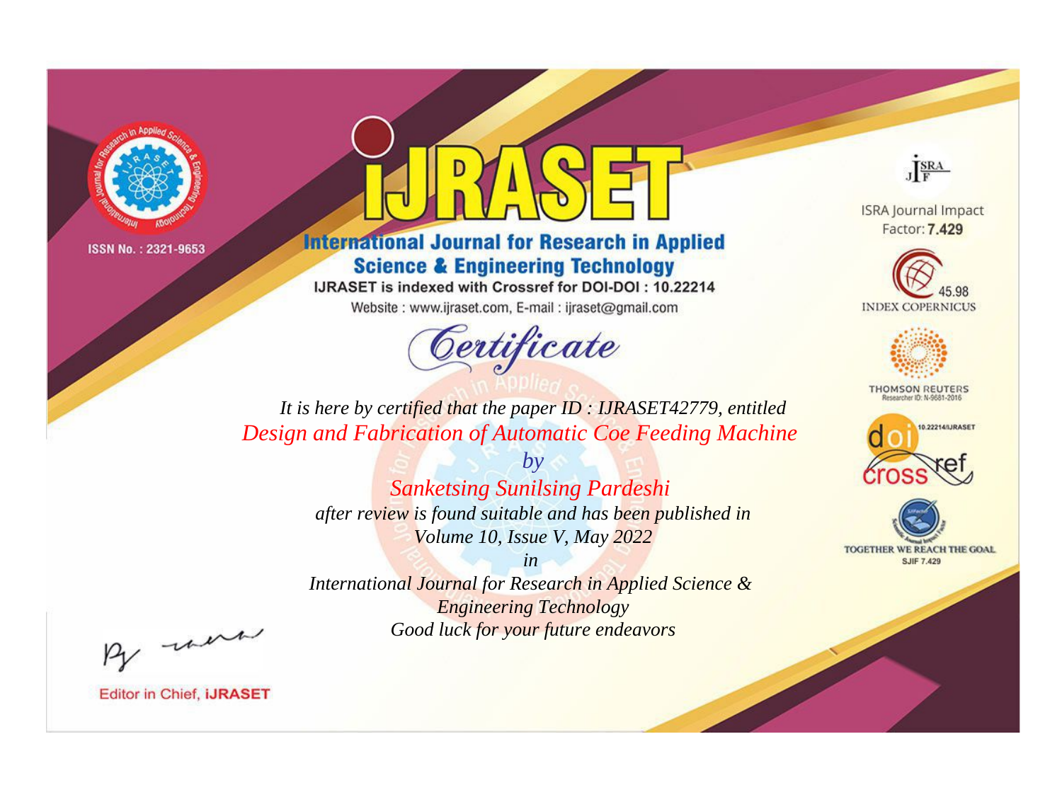ISSN No. : 2321-9653

# iJRASET

## International Journal for Research in Applied Science & Engineering Technology

IJRASET is indexed with Crossref for DOI-DOI : 10.22214

Website : www.ijraset.com, E-mail : ijraset@gmail.com

ISRA Journal Impact Factor: **7.429**

45.98 INDEX COPERNICUS

THOMSON REUTERS Researcher ID: N-9681-2016

10.22214/IJRASET

TOGETHER WE REACH THE GOAL SJIF 7.429

*Certificate*

*It is here by certified that the paper ID : IJRASET42779, entitled*

*Design and Fabrication of Automatic Coe Feeding Machine*

*by*

*Sanketsing Sunilsing Pardeshi*

*after review is found suitable and has been published in*

*Volume 10, Issue V, May 2022*

*in*

*International Journal for Research in Applied Science & Engineering Technology*

*Good luck for your future endeavors*

Editor in Chief, **iJRASET**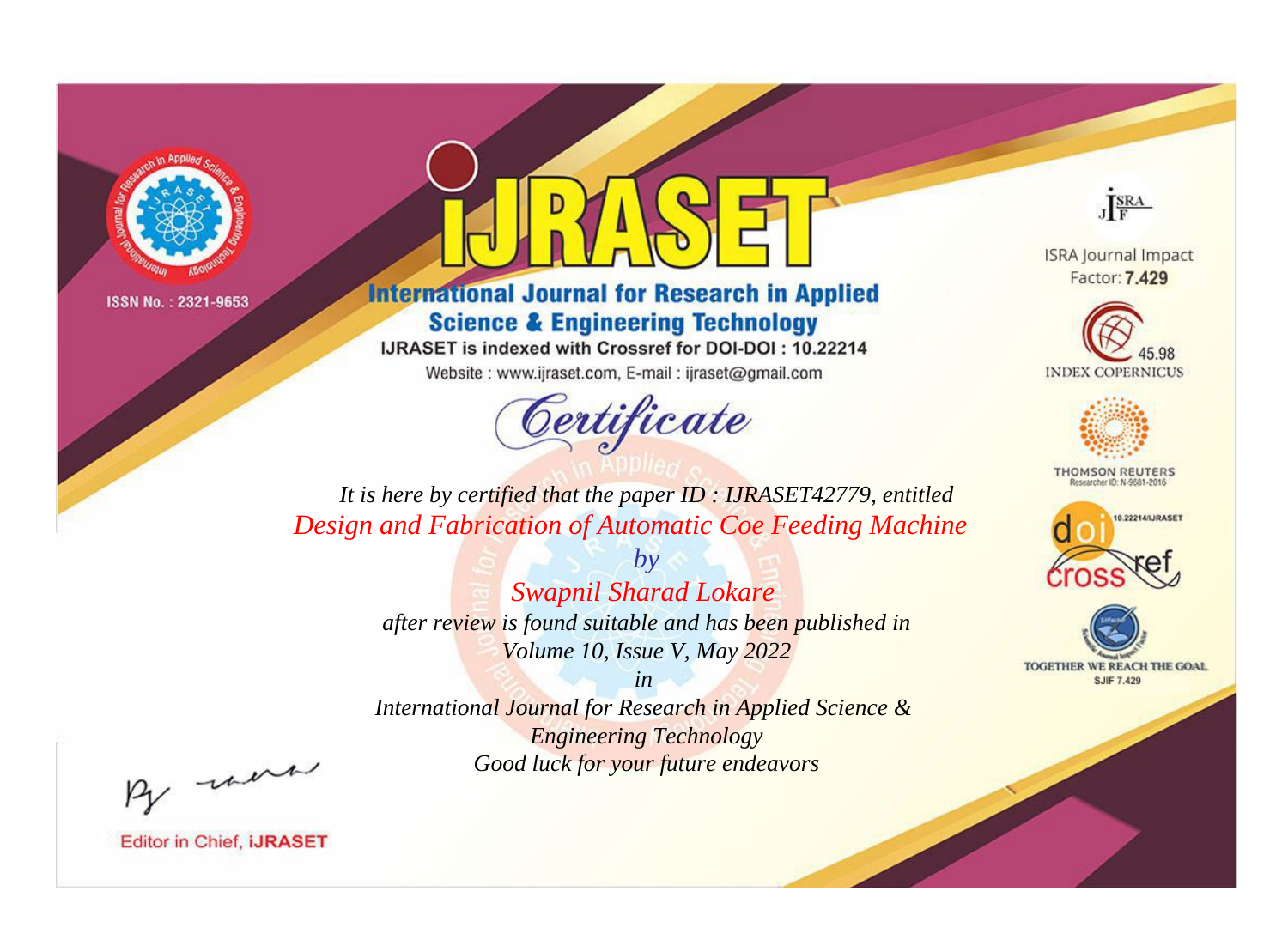ISSN No. : 2321-9653

# IJRASET

## International Journal for Research in Applied Science & Engineering Technology

IJRASET is indexed with Crossref for DOI-DOI : 10.22214

Website : www.ijraset.com, E-mail : ijraset@gmail.com

ISRA Journal Impact Factor: **7.429**

INDEX COPERNICUS 45.98

THOMSON REUTERS Researcher ID: N-9681-2016

10.22214/IJRASET

TOGETHER WE REACH THE GOAL SJIF 7.429

*Certificate*

*It is here by certified that the paper ID : IJRASET42779, entitled*

*Design and Fabrication of Automatic Coe Feeding Machine*

*by*

*Swapnil Sharad Lokare*

*after review is found suitable and has been published in*

*Volume 10, Issue V, May 2022*

*in*

*International Journal for Research in Applied Science & Engineering Technology*

*Good luck for your future endeavors*

Editor in Chief, **iJRASET**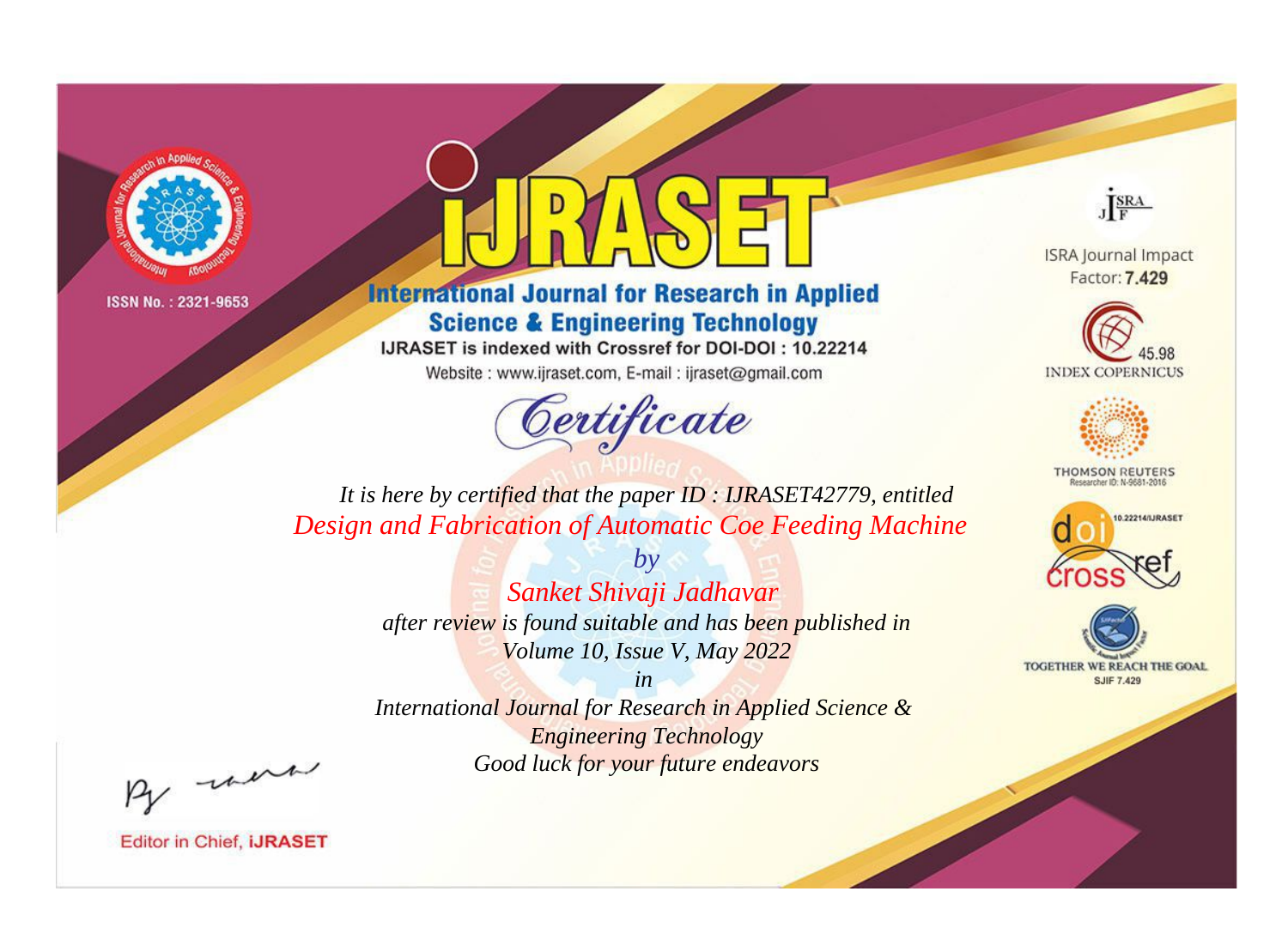ISSN No. : 2321-9653

# IJRASET

## International Journal for Research in Applied Science & Engineering Technology

IJRASET is indexed with Crossref for DOI-DOI : 10.22214

Website : www.ijraset.com, E-mail : ijraset@gmail.com

ISRA Journal Impact Factor: **7.429**

45.98 INDEX COPERNICUS

THOMSON REUTERS Researcher ID: N-9681-2016

10.22214/IJRASET

TOGETHER WE REACH THE GOAL SJIF 7.429

*Certificate*

*It is here by certified that the paper ID : IJRASET42779, entitled*

*Design and Fabrication of Automatic Coe Feeding Machine*

*by*

*Sanket Shivaji Jadhavar*

*after review is found suitable and has been published in*

*Volume 10, Issue V, May 2022*

*in*

*International Journal for Research in Applied Science & Engineering Technology*

*Good luck for your future endeavors*

Editor in Chief, **iJRASET**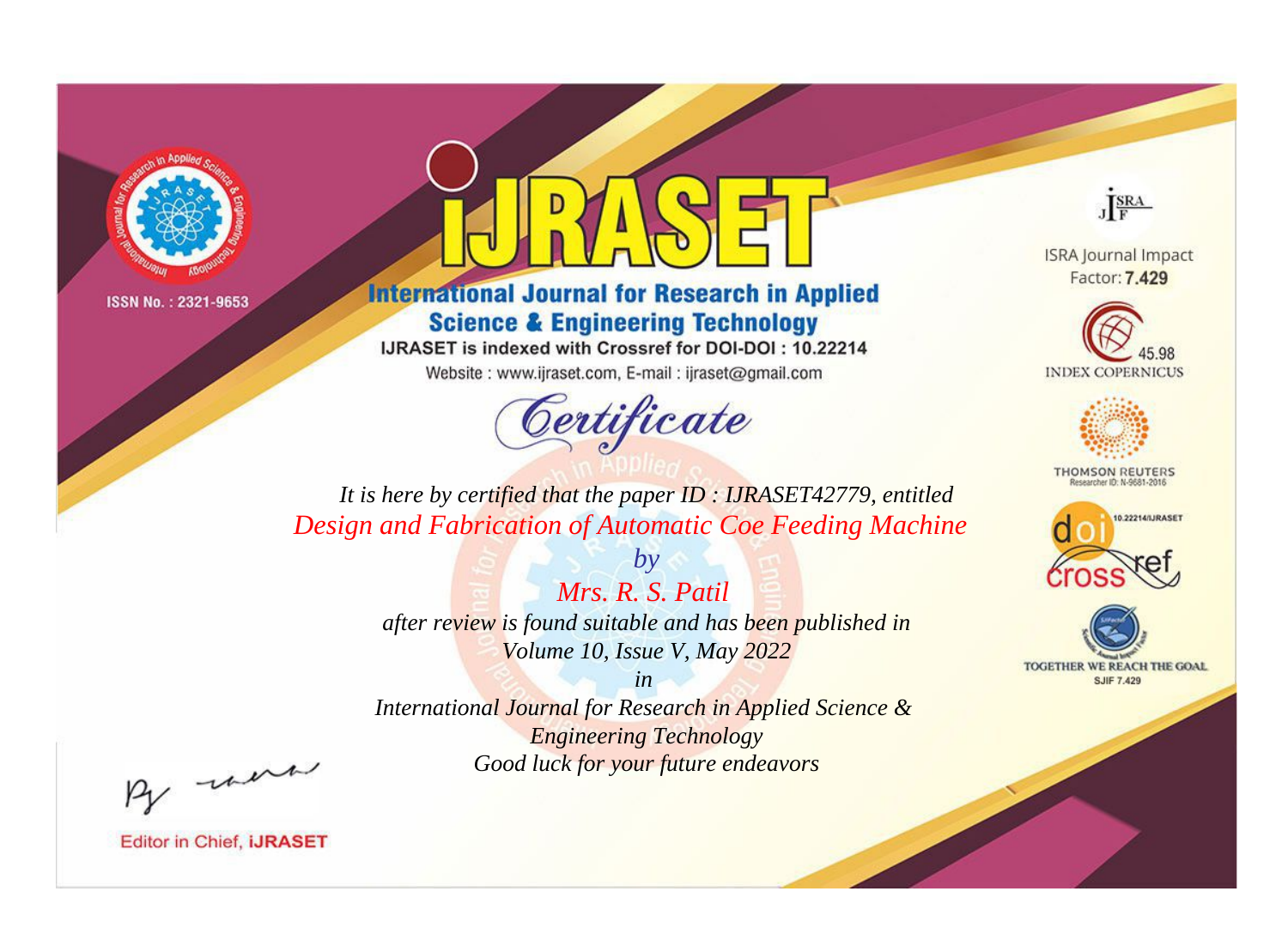ISSN No. : 2321-9653

# iJRASET

## International Journal for Research in Applied Science & Engineering Technology

IJRASET is indexed with Crossref for DOI-DOI : 10.22214

Website : www.ijraset.com, E-mail : ijraset@gmail.com

ISRA Journal Impact Factor: **7.429**

45.98 INDEX COPERNICUS

THOMSON REUTERS Researcher ID: N-9681-2016

10.22214/IJRASET

TOGETHER WE REACH THE GOAL SJIF 7.429

*Certificate*

*It is here by certified that the paper ID : IJRASET42779, entitled*

*Design and Fabrication of Automatic Coe Feeding Machine*

*by*

*Mrs. R. S. Patil*

*after review is found suitable and has been published in*

*Volume 10, Issue V, May 2022*

*in*

*International Journal for Research in Applied Science & Engineering Technology*

*Good luck for your future endeavors*

Editor in Chief, **iJRASET**